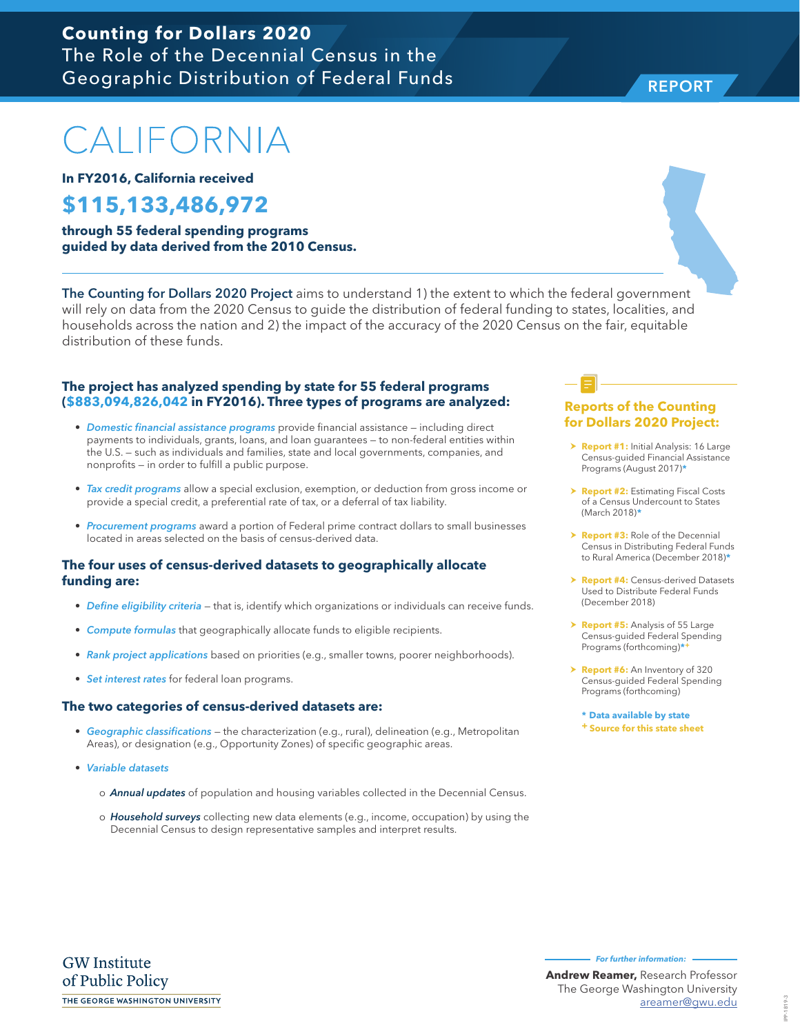**Counting for Dollars 2020**
The Role of the Decennial Census in the Geographic Distribution of Federal Funds

REPORT

# CALIFORNIA

**In FY2016, California received**

## $115,133,486,972

**through 55 federal spending programs guided by data derived from the 2010 Census.**

**The Counting for Dollars 2020 Project** aims to understand 1) the extent to which the federal government will rely on data from the 2020 Census to guide the distribution of federal funding to states, localities, and households across the nation and 2) the impact of the accuracy of the 2020 Census on the fair, equitable distribution of these funds.

### The project has analyzed spending by state for 55 federal programs ($883,094,826,042 in FY2016). Three types of programs are analyzed:

- *Domestic financial assistance programs* provide financial assistance – including direct payments to individuals, grants, loans, and loan guarantees – to non-federal entities within the U.S. – such as individuals and families, state and local governments, companies, and nonprofits – in order to fulfill a public purpose.
- *Tax credit programs* allow a special exclusion, exemption, or deduction from gross income or provide a special credit, a preferential rate of tax, or a deferral of tax liability.
- *Procurement programs* award a portion of Federal prime contract dollars to small businesses located in areas selected on the basis of census-derived data.

### The four uses of census-derived datasets to geographically allocate funding are:

- *Define eligibility criteria* – that is, identify which organizations or individuals can receive funds.
- *Compute formulas* that geographically allocate funds to eligible recipients.
- *Rank project applications* based on priorities (e.g., smaller towns, poorer neighborhoods).
- *Set interest rates* for federal loan programs.

### The two categories of census-derived datasets are:

- *Geographic classifications* – the characterization (e.g., rural), delineation (e.g., Metropolitan Areas), or designation (e.g., Opportunity Zones) of specific geographic areas.
- *Variable datasets*
  - *Annual updates* of population and housing variables collected in the Decennial Census.
  - *Household surveys* collecting new data elements (e.g., income, occupation) by using the Decennial Census to design representative samples and interpret results.

### Reports of the Counting for Dollars 2020 Project:

- **Report #1:** Initial Analysis: 16 Large Census-guided Financial Assistance Programs (August 2017)*
- **Report #2:** Estimating Fiscal Costs of a Census Undercount to States (March 2018)*
- **Report #3:** Role of the Decennial Census in Distributing Federal Funds to Rural America (December 2018)*
- **Report #4:** Census-derived Datasets Used to Distribute Federal Funds (December 2018)
- **Report #5:** Analysis of 55 Large Census-guided Federal Spending Programs (forthcoming)*+
- **Report #6:** An Inventory of 320 Census-guided Federal Spending Programs (forthcoming)

\* Data available by state
\+ Source for this state sheet

GW Institute of Public Policy
THE GEORGE WASHINGTON UNIVERSITY

*For further information:*
**Andrew Reamer,** Research Professor
The George Washington University
areamer@gwu.edu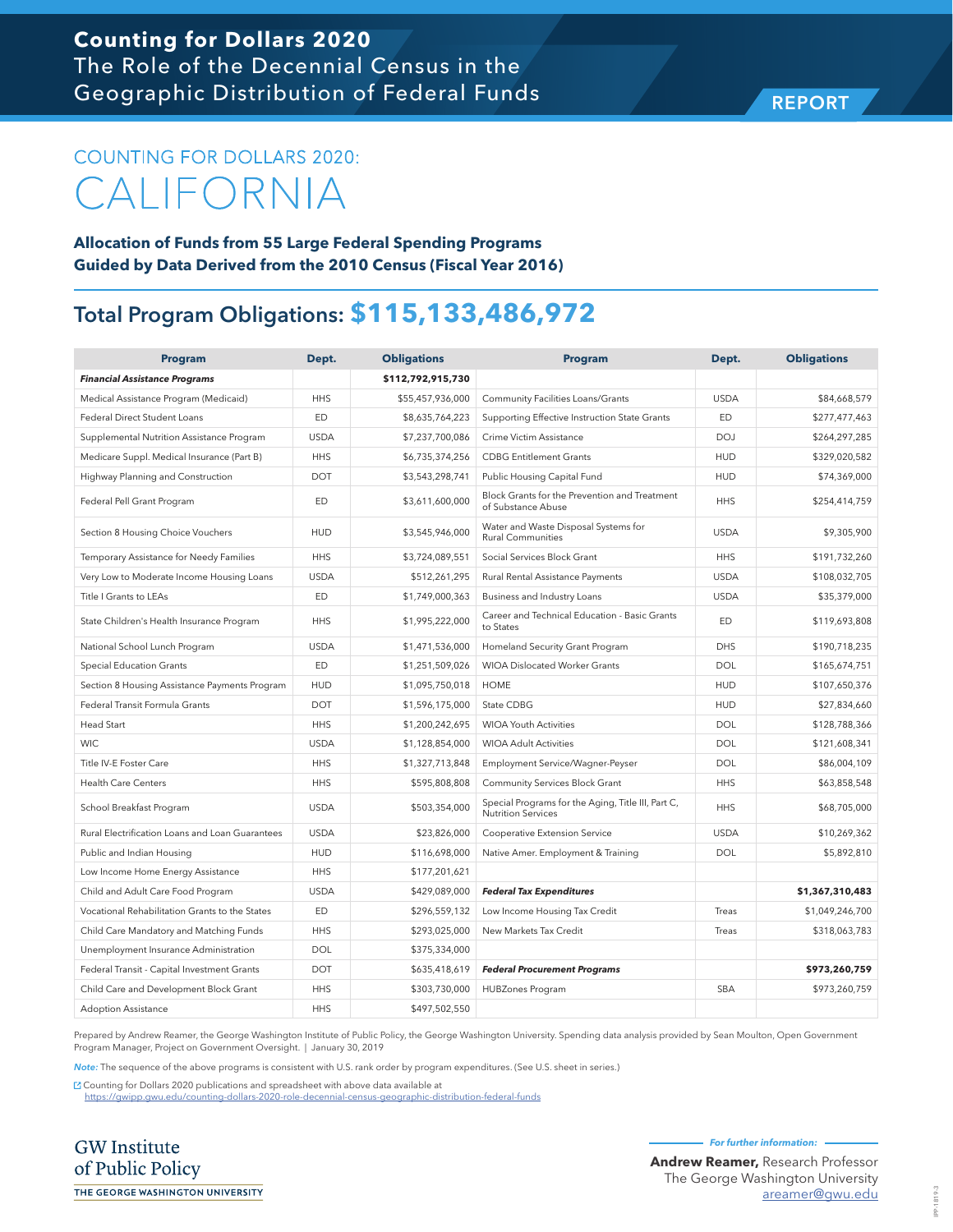# Counting for Dollars 2020
The Role of the Decennial Census in the Geographic Distribution of Federal Funds

REPORT

## COUNTING FOR DOLLARS 2020:
# CALIFORNIA

**Allocation of Funds from 55 Large Federal Spending Programs Guided by Data Derived from the 2010 Census (Fiscal Year 2016)**

## Total Program Obligations: $115,133,486,972

| Program | Dept. | Obligations | Program | Dept. | Obligations |
|---|---|---|---|---|---|
| ***Financial Assistance Programs*** | | **$112,792,915,730** | | | |
| Medical Assistance Program (Medicaid) | HHS | $55,457,936,000 | Community Facilities Loans/Grants | USDA | $84,668,579 |
| Federal Direct Student Loans | ED | $8,635,764,223 | Supporting Effective Instruction State Grants | ED | $277,477,463 |
| Supplemental Nutrition Assistance Program | USDA | $7,237,700,086 | Crime Victim Assistance | DOJ | $264,297,285 |
| Medicare Suppl. Medical Insurance (Part B) | HHS | $6,735,374,256 | CDBG Entitlement Grants | HUD | $329,020,582 |
| Highway Planning and Construction | DOT | $3,543,298,741 | Public Housing Capital Fund | HUD | $74,369,000 |
| Federal Pell Grant Program | ED | $3,611,600,000 | Block Grants for the Prevention and Treatment of Substance Abuse | HHS | $254,414,759 |
| Section 8 Housing Choice Vouchers | HUD | $3,545,946,000 | Water and Waste Disposal Systems for Rural Communities | USDA | $9,305,900 |
| Temporary Assistance for Needy Families | HHS | $3,724,089,551 | Social Services Block Grant | HHS | $191,732,260 |
| Very Low to Moderate Income Housing Loans | USDA | $512,261,295 | Rural Rental Assistance Payments | USDA | $108,032,705 |
| Title I Grants to LEAs | ED | $1,749,000,363 | Business and Industry Loans | USDA | $35,379,000 |
| State Children's Health Insurance Program | HHS | $1,995,222,000 | Career and Technical Education - Basic Grants to States | ED | $119,693,808 |
| National School Lunch Program | USDA | $1,471,536,000 | Homeland Security Grant Program | DHS | $190,718,235 |
| Special Education Grants | ED | $1,251,509,026 | WIOA Dislocated Worker Grants | DOL | $165,674,751 |
| Section 8 Housing Assistance Payments Program | HUD | $1,095,750,018 | HOME | HUD | $107,650,376 |
| Federal Transit Formula Grants | DOT | $1,596,175,000 | State CDBG | HUD | $27,834,660 |
| Head Start | HHS | $1,200,242,695 | WIOA Youth Activities | DOL | $128,788,366 |
| WIC | USDA | $1,128,854,000 | WIOA Adult Activities | DOL | $121,608,341 |
| Title IV-E Foster Care | HHS | $1,327,713,848 | Employment Service/Wagner-Peyser | DOL | $86,004,109 |
| Health Care Centers | HHS | $595,808,808 | Community Services Block Grant | HHS | $63,858,548 |
| School Breakfast Program | USDA | $503,354,000 | Special Programs for the Aging, Title III, Part C, Nutrition Services | HHS | $68,705,000 |
| Rural Electrification Loans and Loan Guarantees | USDA | $23,826,000 | Cooperative Extension Service | USDA | $10,269,362 |
| Public and Indian Housing | HUD | $116,698,000 | Native Amer. Employment & Training | DOL | $5,892,810 |
| Low Income Home Energy Assistance | HHS | $177,201,621 | | | |
| Child and Adult Care Food Program | USDA | $429,089,000 | ***Federal Tax Expenditures*** | | **$1,367,310,483** |
| Vocational Rehabilitation Grants to the States | ED | $296,559,132 | Low Income Housing Tax Credit | Treas | $1,049,246,700 |
| Child Care Mandatory and Matching Funds | HHS | $293,025,000 | New Markets Tax Credit | Treas | $318,063,783 |
| Unemployment Insurance Administration | DOL | $375,334,000 | | | |
| Federal Transit - Capital Investment Grants | DOT | $635,418,619 | ***Federal Procurement Programs*** | | **$973,260,759** |
| Child Care and Development Block Grant | HHS | $303,730,000 | HUBZones Program | SBA | $973,260,759 |
| Adoption Assistance | HHS | $497,502,550 | | | |

Prepared by Andrew Reamer, the George Washington Institute of Public Policy, the George Washington University. Spending data analysis provided by Sean Moulton, Open Government Program Manager, Project on Government Oversight. | January 30, 2019

***Note:*** The sequence of the above programs is consistent with U.S. rank order by program expenditures. (See U.S. sheet in series.)

Counting for Dollars 2020 publications and spreadsheet with above data available at https://gwipp.gwu.edu/counting-dollars-2020-role-decennial-census-geographic-distribution-federal-funds

GW Institute of Public Policy
THE GEORGE WASHINGTON UNIVERSITY

*For further information:*

**Andrew Reamer,** Research Professor
The George Washington University
areamer@gwu.edu